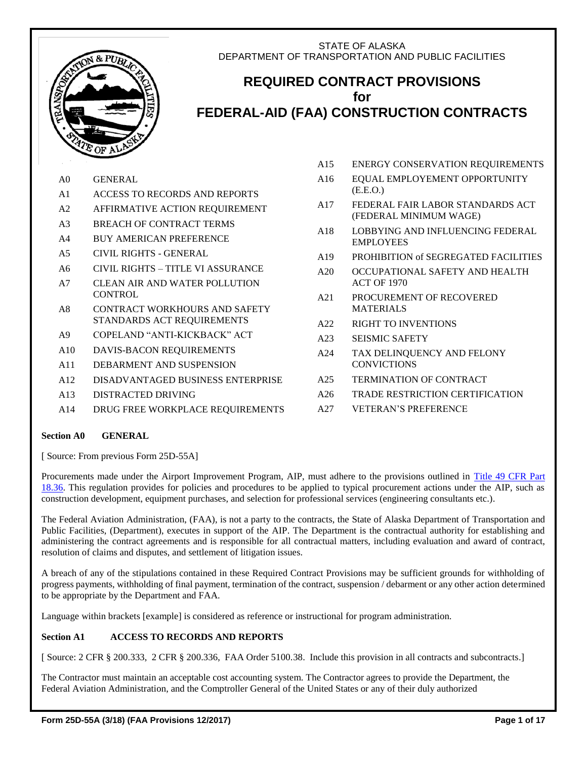STATE OF ALASKA
DEPARTMENT OF TRANSPORTATION AND PUBLIC FACILITIES

# REQUIRED CONTRACT PROVISIONS for FEDERAL-AID (FAA) CONSTRUCTION CONTRACTS

| | |
|---|---|
| A0 | GENERAL |
| A1 | ACCESS TO RECORDS AND REPORTS |
| A2 | AFFIRMATIVE ACTION REQUIREMENT |
| A3 | BREACH OF CONTRACT TERMS |
| A4 | BUY AMERICAN PREFERENCE |
| A5 | CIVIL RIGHTS - GENERAL |
| A6 | CIVIL RIGHTS – TITLE VI ASSURANCE |
| A7 | CLEAN AIR AND WATER POLLUTION CONTROL |
| A8 | CONTRACT WORKHOURS AND SAFETY STANDARDS ACT REQUIREMENTS |
| A9 | COPELAND “ANTI-KICKBACK” ACT |
| A10 | DAVIS-BACON REQUIREMENTS |
| A11 | DEBARMENT AND SUSPENSION |
| A12 | DISADVANTAGED BUSINESS ENTERPRISE |
| A13 | DISTRACTED DRIVING |
| A14 | DRUG FREE WORKPLACE REQUIREMENTS |
| A15 | ENERGY CONSERVATION REQUIREMENTS |
| A16 | EQUAL EMPLOYEMENT OPPORTUNITY (E.E.O.) |
| A17 | FEDERAL FAIR LABOR STANDARDS ACT (FEDERAL MINIMUM WAGE) |
| A18 | LOBBYING AND INFLUENCING FEDERAL EMPLOYEES |
| A19 | PROHIBITION of SEGREGATED FACILITIES |
| A20 | OCCUPATIONAL SAFETY AND HEALTH ACT OF 1970 |
| A21 | PROCUREMENT OF RECOVERED MATERIALS |
| A22 | RIGHT TO INVENTIONS |
| A23 | SEISMIC SAFETY |
| A24 | TAX DELINQUENCY AND FELONY CONVICTIONS |
| A25 | TERMINATION OF CONTRACT |
| A26 | TRADE RESTRICTION CERTIFICATION |
| A27 | VETERAN’S PREFERENCE |

## Section A0 GENERAL

[ Source: From previous Form 25D-55A]

Procurements made under the Airport Improvement Program, AIP, must adhere to the provisions outlined in Title 49 CFR Part 18.36. This regulation provides for policies and procedures to be applied to typical procurement actions under the AIP, such as construction development, equipment purchases, and selection for professional services (engineering consultants etc.).

The Federal Aviation Administration, (FAA), is not a party to the contracts, the State of Alaska Department of Transportation and Public Facilities, (Department), executes in support of the AIP. The Department is the contractual authority for establishing and administering the contract agreements and is responsible for all contractual matters, including evaluation and award of contract, resolution of claims and disputes, and settlement of litigation issues.

A breach of any of the stipulations contained in these Required Contract Provisions may be sufficient grounds for withholding of progress payments, withholding of final payment, termination of the contract, suspension / debarment or any other action determined to be appropriate by the Department and FAA.

Language within brackets [example] is considered as reference or instructional for program administration.

## Section A1 ACCESS TO RECORDS AND REPORTS

[ Source: 2 CFR § 200.333, 2 CFR § 200.336, FAA Order 5100.38. Include this provision in all contracts and subcontracts.]

The Contractor must maintain an acceptable cost accounting system. The Contractor agrees to provide the Department, the Federal Aviation Administration, and the Comptroller General of the United States or any of their duly authorized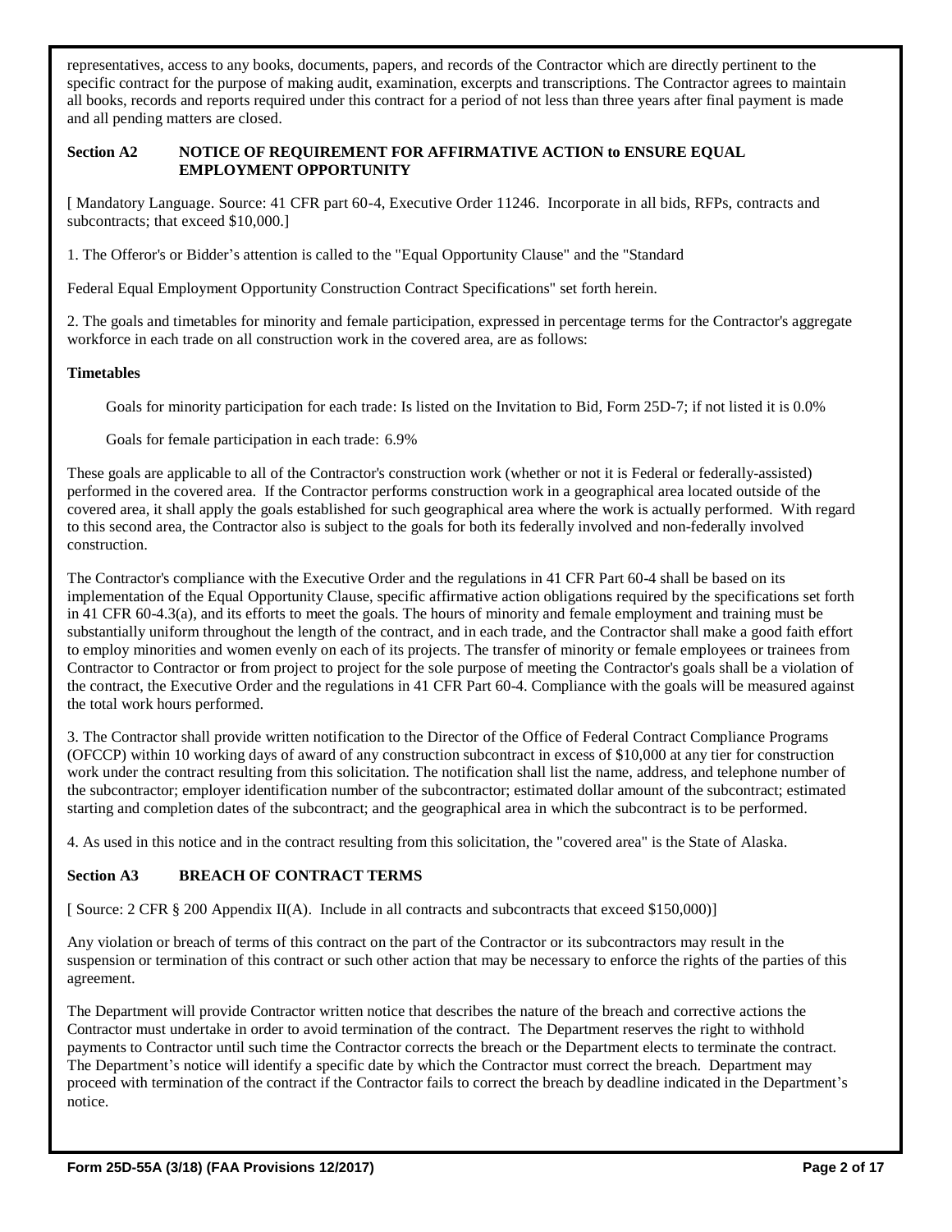representatives, access to any books, documents, papers, and records of the Contractor which are directly pertinent to the specific contract for the purpose of making audit, examination, excerpts and transcriptions. The Contractor agrees to maintain all books, records and reports required under this contract for a period of not less than three years after final payment is made and all pending matters are closed.

### Section A2 NOTICE OF REQUIREMENT FOR AFFIRMATIVE ACTION to ENSURE EQUAL EMPLOYMENT OPPORTUNITY

[ Mandatory Language. Source: 41 CFR part 60-4, Executive Order 11246. Incorporate in all bids, RFPs, contracts and subcontracts; that exceed $10,000.]

1. The Offeror's or Bidder's attention is called to the "Equal Opportunity Clause" and the "Standard

Federal Equal Employment Opportunity Construction Contract Specifications" set forth herein.

2. The goals and timetables for minority and female participation, expressed in percentage terms for the Contractor's aggregate workforce in each trade on all construction work in the covered area, are as follows:

**Timetables**

Goals for minority participation for each trade: Is listed on the Invitation to Bid, Form 25D-7; if not listed it is 0.0%

Goals for female participation in each trade: 6.9%

These goals are applicable to all of the Contractor's construction work (whether or not it is Federal or federally-assisted) performed in the covered area. If the Contractor performs construction work in a geographical area located outside of the covered area, it shall apply the goals established for such geographical area where the work is actually performed. With regard to this second area, the Contractor also is subject to the goals for both its federally involved and non-federally involved construction.

The Contractor's compliance with the Executive Order and the regulations in 41 CFR Part 60-4 shall be based on its implementation of the Equal Opportunity Clause, specific affirmative action obligations required by the specifications set forth in 41 CFR 60-4.3(a), and its efforts to meet the goals. The hours of minority and female employment and training must be substantially uniform throughout the length of the contract, and in each trade, and the Contractor shall make a good faith effort to employ minorities and women evenly on each of its projects. The transfer of minority or female employees or trainees from Contractor to Contractor or from project to project for the sole purpose of meeting the Contractor's goals shall be a violation of the contract, the Executive Order and the regulations in 41 CFR Part 60-4. Compliance with the goals will be measured against the total work hours performed.

3. The Contractor shall provide written notification to the Director of the Office of Federal Contract Compliance Programs (OFCCP) within 10 working days of award of any construction subcontract in excess of $10,000 at any tier for construction work under the contract resulting from this solicitation. The notification shall list the name, address, and telephone number of the subcontractor; employer identification number of the subcontractor; estimated dollar amount of the subcontract; estimated starting and completion dates of the subcontract; and the geographical area in which the subcontract is to be performed.

4. As used in this notice and in the contract resulting from this solicitation, the "covered area" is the State of Alaska.

### Section A3 BREACH OF CONTRACT TERMS

[ Source: 2 CFR § 200 Appendix II(A). Include in all contracts and subcontracts that exceed $150,000)]

Any violation or breach of terms of this contract on the part of the Contractor or its subcontractors may result in the suspension or termination of this contract or such other action that may be necessary to enforce the rights of the parties of this agreement.

The Department will provide Contractor written notice that describes the nature of the breach and corrective actions the Contractor must undertake in order to avoid termination of the contract. The Department reserves the right to withhold payments to Contractor until such time the Contractor corrects the breach or the Department elects to terminate the contract. The Department's notice will identify a specific date by which the Contractor must correct the breach. Department may proceed with termination of the contract if the Contractor fails to correct the breach by deadline indicated in the Department's notice.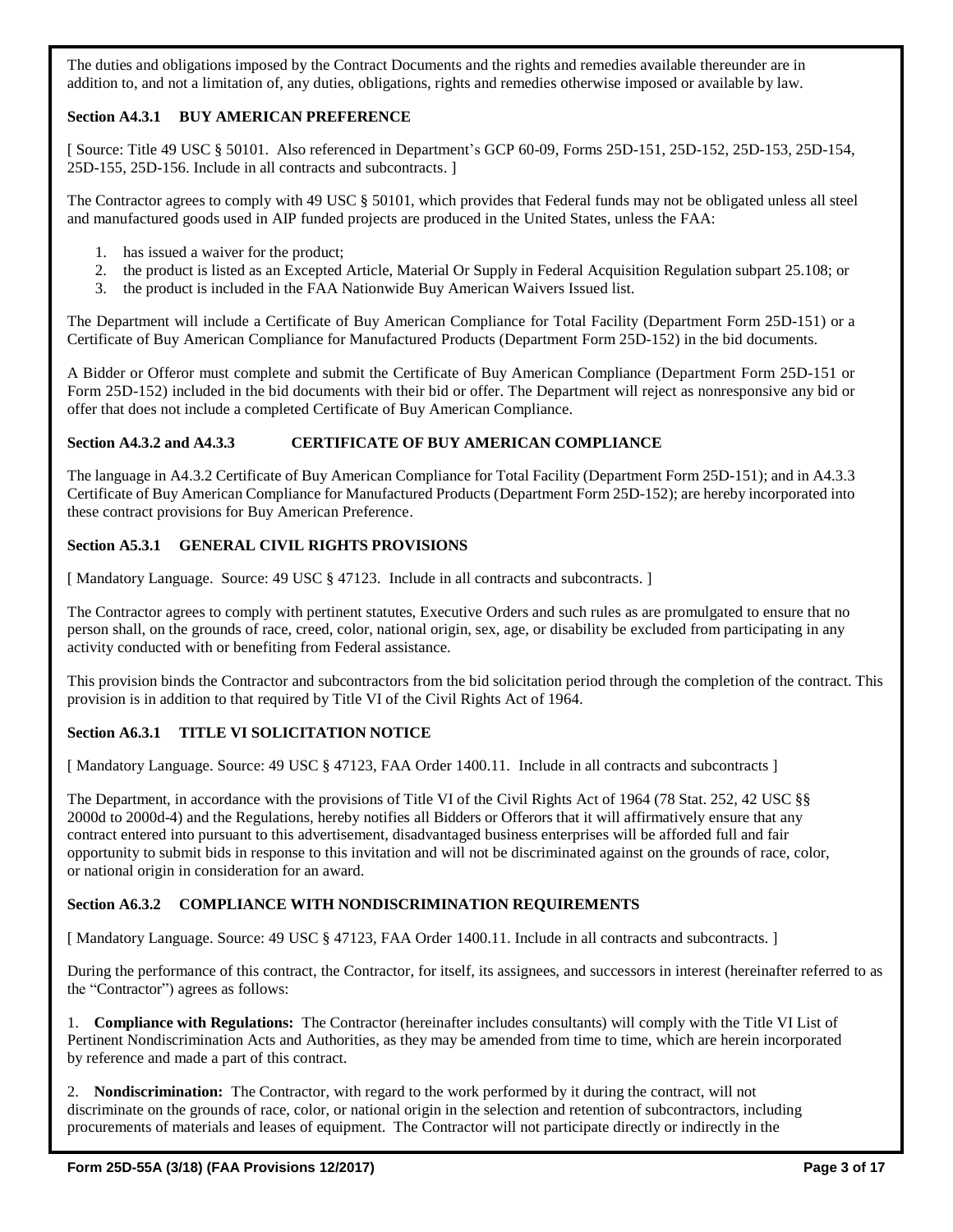The duties and obligations imposed by the Contract Documents and the rights and remedies available thereunder are in addition to, and not a limitation of, any duties, obligations, rights and remedies otherwise imposed or available by law.

### Section A4.3.1 BUY AMERICAN PREFERENCE

[ Source: Title 49 USC § 50101. Also referenced in Department's GCP 60-09, Forms 25D-151, 25D-152, 25D-153, 25D-154, 25D-155, 25D-156. Include in all contracts and subcontracts. ]

The Contractor agrees to comply with 49 USC § 50101, which provides that Federal funds may not be obligated unless all steel and manufactured goods used in AIP funded projects are produced in the United States, unless the FAA:

1. has issued a waiver for the product;
2. the product is listed as an Excepted Article, Material Or Supply in Federal Acquisition Regulation subpart 25.108; or
3. the product is included in the FAA Nationwide Buy American Waivers Issued list.

The Department will include a Certificate of Buy American Compliance for Total Facility (Department Form 25D-151) or a Certificate of Buy American Compliance for Manufactured Products (Department Form 25D-152) in the bid documents.

A Bidder or Offeror must complete and submit the Certificate of Buy American Compliance (Department Form 25D-151 or Form 25D-152) included in the bid documents with their bid or offer. The Department will reject as nonresponsive any bid or offer that does not include a completed Certificate of Buy American Compliance.

### Section A4.3.2 and A4.3.3 CERTIFICATE OF BUY AMERICAN COMPLIANCE

The language in A4.3.2 Certificate of Buy American Compliance for Total Facility (Department Form 25D-151); and in A4.3.3 Certificate of Buy American Compliance for Manufactured Products (Department Form 25D-152); are hereby incorporated into these contract provisions for Buy American Preference.

### Section A5.3.1 GENERAL CIVIL RIGHTS PROVISIONS

[ Mandatory Language. Source: 49 USC § 47123. Include in all contracts and subcontracts. ]

The Contractor agrees to comply with pertinent statutes, Executive Orders and such rules as are promulgated to ensure that no person shall, on the grounds of race, creed, color, national origin, sex, age, or disability be excluded from participating in any activity conducted with or benefiting from Federal assistance.

This provision binds the Contractor and subcontractors from the bid solicitation period through the completion of the contract. This provision is in addition to that required by Title VI of the Civil Rights Act of 1964.

### Section A6.3.1 TITLE VI SOLICITATION NOTICE

[ Mandatory Language. Source: 49 USC § 47123, FAA Order 1400.11. Include in all contracts and subcontracts ]

The Department, in accordance with the provisions of Title VI of the Civil Rights Act of 1964 (78 Stat. 252, 42 USC §§ 2000d to 2000d-4) and the Regulations, hereby notifies all Bidders or Offerors that it will affirmatively ensure that any contract entered into pursuant to this advertisement, disadvantaged business enterprises will be afforded full and fair opportunity to submit bids in response to this invitation and will not be discriminated against on the grounds of race, color, or national origin in consideration for an award.

### Section A6.3.2 COMPLIANCE WITH NONDISCRIMINATION REQUIREMENTS

[ Mandatory Language. Source: 49 USC § 47123, FAA Order 1400.11. Include in all contracts and subcontracts. ]

During the performance of this contract, the Contractor, for itself, its assignees, and successors in interest (hereinafter referred to as the "Contractor") agrees as follows:

1. **Compliance with Regulations:** The Contractor (hereinafter includes consultants) will comply with the Title VI List of Pertinent Nondiscrimination Acts and Authorities, as they may be amended from time to time, which are herein incorporated by reference and made a part of this contract.

2. **Nondiscrimination:** The Contractor, with regard to the work performed by it during the contract, will not discriminate on the grounds of race, color, or national origin in the selection and retention of subcontractors, including procurements of materials and leases of equipment. The Contractor will not participate directly or indirectly in the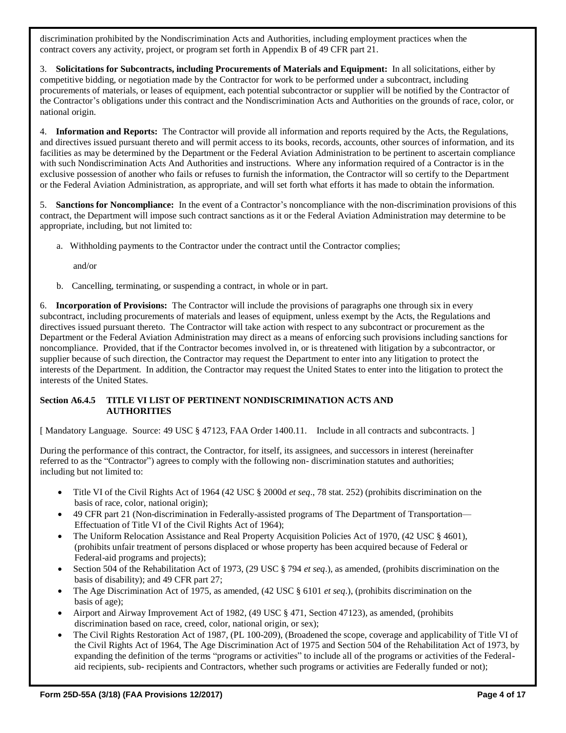discrimination prohibited by the Nondiscrimination Acts and Authorities, including employment practices when the contract covers any activity, project, or program set forth in Appendix B of 49 CFR part 21.

3. **Solicitations for Subcontracts, including Procurements of Materials and Equipment:** In all solicitations, either by competitive bidding, or negotiation made by the Contractor for work to be performed under a subcontract, including procurements of materials, or leases of equipment, each potential subcontractor or supplier will be notified by the Contractor of the Contractor's obligations under this contract and the Nondiscrimination Acts and Authorities on the grounds of race, color, or national origin.

4. **Information and Reports:** The Contractor will provide all information and reports required by the Acts, the Regulations, and directives issued pursuant thereto and will permit access to its books, records, accounts, other sources of information, and its facilities as may be determined by the Department or the Federal Aviation Administration to be pertinent to ascertain compliance with such Nondiscrimination Acts And Authorities and instructions. Where any information required of a Contractor is in the exclusive possession of another who fails or refuses to furnish the information, the Contractor will so certify to the Department or the Federal Aviation Administration, as appropriate, and will set forth what efforts it has made to obtain the information.

5. **Sanctions for Noncompliance:** In the event of a Contractor's noncompliance with the non-discrimination provisions of this contract, the Department will impose such contract sanctions as it or the Federal Aviation Administration may determine to be appropriate, including, but not limited to:

a. Withholding payments to the Contractor under the contract until the Contractor complies;

and/or

b. Cancelling, terminating, or suspending a contract, in whole or in part.

6. **Incorporation of Provisions:** The Contractor will include the provisions of paragraphs one through six in every subcontract, including procurements of materials and leases of equipment, unless exempt by the Acts, the Regulations and directives issued pursuant thereto. The Contractor will take action with respect to any subcontract or procurement as the Department or the Federal Aviation Administration may direct as a means of enforcing such provisions including sanctions for noncompliance. Provided, that if the Contractor becomes involved in, or is threatened with litigation by a subcontractor, or supplier because of such direction, the Contractor may request the Department to enter into any litigation to protect the interests of the Department. In addition, the Contractor may request the United States to enter into the litigation to protect the interests of the United States.

### Section A6.4.5 TITLE VI LIST OF PERTINENT NONDISCRIMINATION ACTS AND AUTHORITIES

[ Mandatory Language. Source: 49 USC § 47123, FAA Order 1400.11. Include in all contracts and subcontracts. ]

During the performance of this contract, the Contractor, for itself, its assignees, and successors in interest (hereinafter referred to as the "Contractor") agrees to comply with the following non- discrimination statutes and authorities; including but not limited to:

- Title VI of the Civil Rights Act of 1964 (42 USC § 2000d *et seq*., 78 stat. 252) (prohibits discrimination on the basis of race, color, national origin);
- 49 CFR part 21 (Non-discrimination in Federally-assisted programs of The Department of Transportation—Effectuation of Title VI of the Civil Rights Act of 1964);
- The Uniform Relocation Assistance and Real Property Acquisition Policies Act of 1970, (42 USC § 4601), (prohibits unfair treatment of persons displaced or whose property has been acquired because of Federal or Federal-aid programs and projects);
- Section 504 of the Rehabilitation Act of 1973, (29 USC § 794 *et seq*.), as amended, (prohibits discrimination on the basis of disability); and 49 CFR part 27;
- The Age Discrimination Act of 1975, as amended, (42 USC § 6101 *et seq*.), (prohibits discrimination on the basis of age);
- Airport and Airway Improvement Act of 1982, (49 USC § 471, Section 47123), as amended, (prohibits discrimination based on race, creed, color, national origin, or sex);
- The Civil Rights Restoration Act of 1987, (PL 100-209), (Broadened the scope, coverage and applicability of Title VI of the Civil Rights Act of 1964, The Age Discrimination Act of 1975 and Section 504 of the Rehabilitation Act of 1973, by expanding the definition of the terms "programs or activities" to include all of the programs or activities of the Federal-aid recipients, sub- recipients and Contractors, whether such programs or activities are Federally funded or not);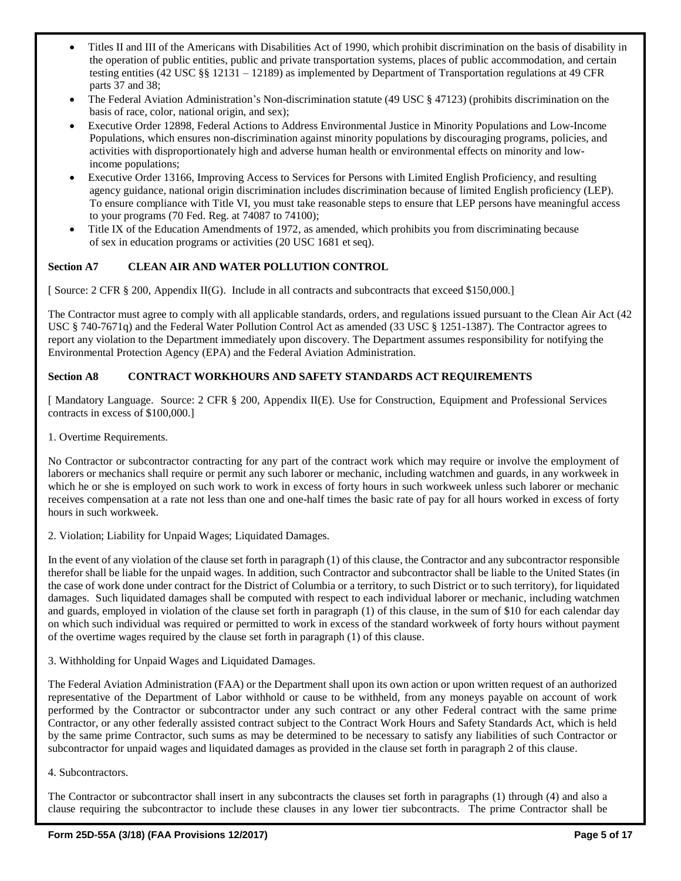- Titles II and III of the Americans with Disabilities Act of 1990, which prohibit discrimination on the basis of disability in the operation of public entities, public and private transportation systems, places of public accommodation, and certain testing entities (42 USC §§ 12131 – 12189) as implemented by Department of Transportation regulations at 49 CFR parts 37 and 38;
- The Federal Aviation Administration's Non-discrimination statute (49 USC § 47123) (prohibits discrimination on the basis of race, color, national origin, and sex);
- Executive Order 12898, Federal Actions to Address Environmental Justice in Minority Populations and Low-Income Populations, which ensures non-discrimination against minority populations by discouraging programs, policies, and activities with disproportionately high and adverse human health or environmental effects on minority and low-income populations;
- Executive Order 13166, Improving Access to Services for Persons with Limited English Proficiency, and resulting agency guidance, national origin discrimination includes discrimination because of limited English proficiency (LEP). To ensure compliance with Title VI, you must take reasonable steps to ensure that LEP persons have meaningful access to your programs (70 Fed. Reg. at 74087 to 74100);
- Title IX of the Education Amendments of 1972, as amended, which prohibits you from discriminating because of sex in education programs or activities (20 USC 1681 et seq).

### Section A7 CLEAN AIR AND WATER POLLUTION CONTROL

[ Source: 2 CFR § 200, Appendix II(G). Include in all contracts and subcontracts that exceed $150,000.]

The Contractor must agree to comply with all applicable standards, orders, and regulations issued pursuant to the Clean Air Act (42 USC § 740-7671q) and the Federal Water Pollution Control Act as amended (33 USC § 1251-1387). The Contractor agrees to report any violation to the Department immediately upon discovery. The Department assumes responsibility for notifying the Environmental Protection Agency (EPA) and the Federal Aviation Administration.

### Section A8 CONTRACT WORKHOURS AND SAFETY STANDARDS ACT REQUIREMENTS

[ Mandatory Language. Source: 2 CFR § 200, Appendix II(E). Use for Construction, Equipment and Professional Services contracts in excess of $100,000.]

1. Overtime Requirements.

No Contractor or subcontractor contracting for any part of the contract work which may require or involve the employment of laborers or mechanics shall require or permit any such laborer or mechanic, including watchmen and guards, in any workweek in which he or she is employed on such work to work in excess of forty hours in such workweek unless such laborer or mechanic receives compensation at a rate not less than one and one-half times the basic rate of pay for all hours worked in excess of forty hours in such workweek.

2. Violation; Liability for Unpaid Wages; Liquidated Damages.

In the event of any violation of the clause set forth in paragraph (1) of this clause, the Contractor and any subcontractor responsible therefor shall be liable for the unpaid wages. In addition, such Contractor and subcontractor shall be liable to the United States (in the case of work done under contract for the District of Columbia or a territory, to such District or to such territory), for liquidated damages. Such liquidated damages shall be computed with respect to each individual laborer or mechanic, including watchmen and guards, employed in violation of the clause set forth in paragraph (1) of this clause, in the sum of $10 for each calendar day on which such individual was required or permitted to work in excess of the standard workweek of forty hours without payment of the overtime wages required by the clause set forth in paragraph (1) of this clause.

3. Withholding for Unpaid Wages and Liquidated Damages.

The Federal Aviation Administration (FAA) or the Department shall upon its own action or upon written request of an authorized representative of the Department of Labor withhold or cause to be withheld, from any moneys payable on account of work performed by the Contractor or subcontractor under any such contract or any other Federal contract with the same prime Contractor, or any other federally assisted contract subject to the Contract Work Hours and Safety Standards Act, which is held by the same prime Contractor, such sums as may be determined to be necessary to satisfy any liabilities of such Contractor or subcontractor for unpaid wages and liquidated damages as provided in the clause set forth in paragraph 2 of this clause.

4. Subcontractors.

The Contractor or subcontractor shall insert in any subcontracts the clauses set forth in paragraphs (1) through (4) and also a clause requiring the subcontractor to include these clauses in any lower tier subcontracts. The prime Contractor shall be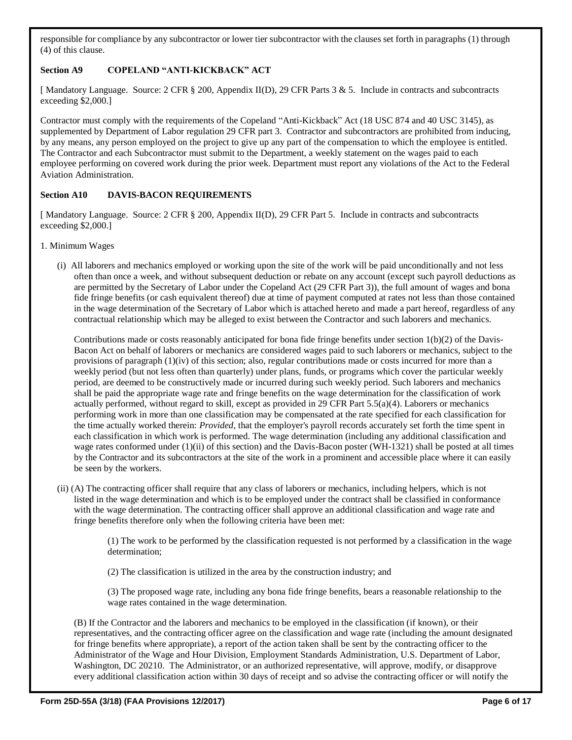responsible for compliance by any subcontractor or lower tier subcontractor with the clauses set forth in paragraphs (1) through (4) of this clause.

### Section A9 COPELAND "ANTI-KICKBACK" ACT

[ Mandatory Language. Source: 2 CFR § 200, Appendix II(D), 29 CFR Parts 3 & 5. Include in contracts and subcontracts exceeding $2,000.]

Contractor must comply with the requirements of the Copeland "Anti-Kickback" Act (18 USC 874 and 40 USC 3145), as supplemented by Department of Labor regulation 29 CFR part 3. Contractor and subcontractors are prohibited from inducing, by any means, any person employed on the project to give up any part of the compensation to which the employee is entitled. The Contractor and each Subcontractor must submit to the Department, a weekly statement on the wages paid to each employee performing on covered work during the prior week. Department must report any violations of the Act to the Federal Aviation Administration.

### Section A10 DAVIS-BACON REQUIREMENTS

[ Mandatory Language. Source: 2 CFR § 200, Appendix II(D), 29 CFR Part 5. Include in contracts and subcontracts exceeding $2,000.]

1. Minimum Wages

(i) All laborers and mechanics employed or working upon the site of the work will be paid unconditionally and not less often than once a week, and without subsequent deduction or rebate on any account (except such payroll deductions as are permitted by the Secretary of Labor under the Copeland Act (29 CFR Part 3)), the full amount of wages and bona fide fringe benefits (or cash equivalent thereof) due at time of payment computed at rates not less than those contained in the wage determination of the Secretary of Labor which is attached hereto and made a part hereof, regardless of any contractual relationship which may be alleged to exist between the Contractor and such laborers and mechanics.

Contributions made or costs reasonably anticipated for bona fide fringe benefits under section 1(b)(2) of the Davis-Bacon Act on behalf of laborers or mechanics are considered wages paid to such laborers or mechanics, subject to the provisions of paragraph (1)(iv) of this section; also, regular contributions made or costs incurred for more than a weekly period (but not less often than quarterly) under plans, funds, or programs which cover the particular weekly period, are deemed to be constructively made or incurred during such weekly period. Such laborers and mechanics shall be paid the appropriate wage rate and fringe benefits on the wage determination for the classification of work actually performed, without regard to skill, except as provided in 29 CFR Part 5.5(a)(4). Laborers or mechanics performing work in more than one classification may be compensated at the rate specified for each classification for the time actually worked therein: *Provided*, that the employer's payroll records accurately set forth the time spent in each classification in which work is performed. The wage determination (including any additional classification and wage rates conformed under (1)(ii) of this section) and the Davis-Bacon poster (WH-1321) shall be posted at all times by the Contractor and its subcontractors at the site of the work in a prominent and accessible place where it can easily be seen by the workers.

(ii) (A) The contracting officer shall require that any class of laborers or mechanics, including helpers, which is not listed in the wage determination and which is to be employed under the contract shall be classified in conformance with the wage determination. The contracting officer shall approve an additional classification and wage rate and fringe benefits therefore only when the following criteria have been met:

(1) The work to be performed by the classification requested is not performed by a classification in the wage determination;

(2) The classification is utilized in the area by the construction industry; and

(3) The proposed wage rate, including any bona fide fringe benefits, bears a reasonable relationship to the wage rates contained in the wage determination.

(B) If the Contractor and the laborers and mechanics to be employed in the classification (if known), or their representatives, and the contracting officer agree on the classification and wage rate (including the amount designated for fringe benefits where appropriate), a report of the action taken shall be sent by the contracting officer to the Administrator of the Wage and Hour Division, Employment Standards Administration, U.S. Department of Labor, Washington, DC 20210. The Administrator, or an authorized representative, will approve, modify, or disapprove every additional classification action within 30 days of receipt and so advise the contracting officer or will notify the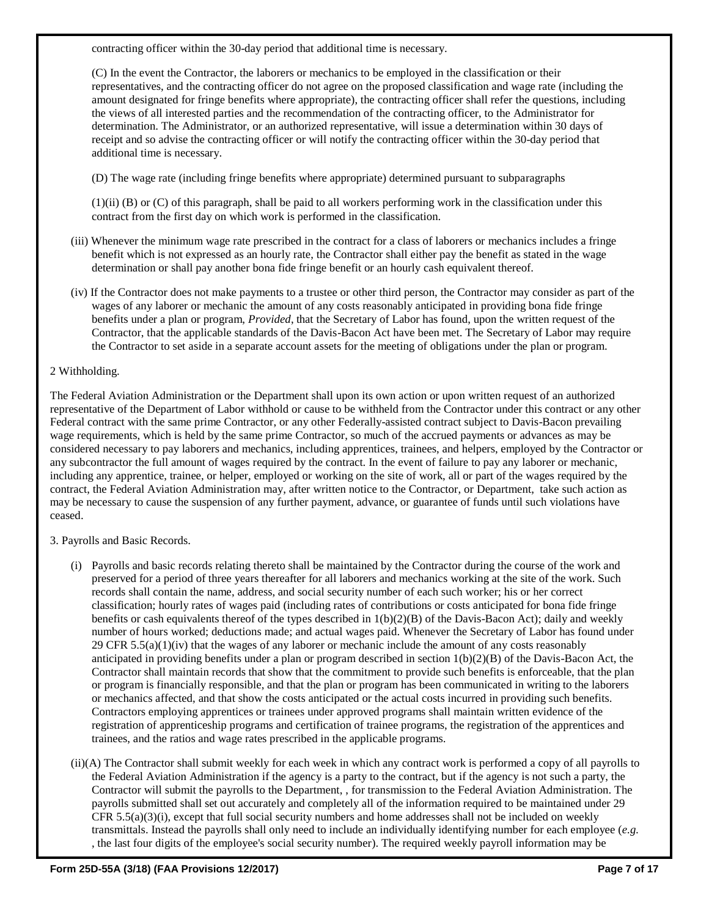contracting officer within the 30-day period that additional time is necessary.

(C) In the event the Contractor, the laborers or mechanics to be employed in the classification or their representatives, and the contracting officer do not agree on the proposed classification and wage rate (including the amount designated for fringe benefits where appropriate), the contracting officer shall refer the questions, including the views of all interested parties and the recommendation of the contracting officer, to the Administrator for determination. The Administrator, or an authorized representative, will issue a determination within 30 days of receipt and so advise the contracting officer or will notify the contracting officer within the 30-day period that additional time is necessary.

(D) The wage rate (including fringe benefits where appropriate) determined pursuant to subparagraphs

(1)(ii) (B) or (C) of this paragraph, shall be paid to all workers performing work in the classification under this contract from the first day on which work is performed in the classification.

(iii) Whenever the minimum wage rate prescribed in the contract for a class of laborers or mechanics includes a fringe benefit which is not expressed as an hourly rate, the Contractor shall either pay the benefit as stated in the wage determination or shall pay another bona fide fringe benefit or an hourly cash equivalent thereof.

(iv) If the Contractor does not make payments to a trustee or other third person, the Contractor may consider as part of the wages of any laborer or mechanic the amount of any costs reasonably anticipated in providing bona fide fringe benefits under a plan or program, *Provided*, that the Secretary of Labor has found, upon the written request of the Contractor, that the applicable standards of the Davis-Bacon Act have been met. The Secretary of Labor may require the Contractor to set aside in a separate account assets for the meeting of obligations under the plan or program.

2 Withholding.

The Federal Aviation Administration or the Department shall upon its own action or upon written request of an authorized representative of the Department of Labor withhold or cause to be withheld from the Contractor under this contract or any other Federal contract with the same prime Contractor, or any other Federally-assisted contract subject to Davis-Bacon prevailing wage requirements, which is held by the same prime Contractor, so much of the accrued payments or advances as may be considered necessary to pay laborers and mechanics, including apprentices, trainees, and helpers, employed by the Contractor or any subcontractor the full amount of wages required by the contract. In the event of failure to pay any laborer or mechanic, including any apprentice, trainee, or helper, employed or working on the site of work, all or part of the wages required by the contract, the Federal Aviation Administration may, after written notice to the Contractor, or Department, take such action as may be necessary to cause the suspension of any further payment, advance, or guarantee of funds until such violations have ceased.

3. Payrolls and Basic Records.

(i) Payrolls and basic records relating thereto shall be maintained by the Contractor during the course of the work and preserved for a period of three years thereafter for all laborers and mechanics working at the site of the work. Such records shall contain the name, address, and social security number of each such worker; his or her correct classification; hourly rates of wages paid (including rates of contributions or costs anticipated for bona fide fringe benefits or cash equivalents thereof of the types described in 1(b)(2)(B) of the Davis-Bacon Act); daily and weekly number of hours worked; deductions made; and actual wages paid. Whenever the Secretary of Labor has found under 29 CFR 5.5(a)(1)(iv) that the wages of any laborer or mechanic include the amount of any costs reasonably anticipated in providing benefits under a plan or program described in section 1(b)(2)(B) of the Davis-Bacon Act, the Contractor shall maintain records that show that the commitment to provide such benefits is enforceable, that the plan or program is financially responsible, and that the plan or program has been communicated in writing to the laborers or mechanics affected, and that show the costs anticipated or the actual costs incurred in providing such benefits. Contractors employing apprentices or trainees under approved programs shall maintain written evidence of the registration of apprenticeship programs and certification of trainee programs, the registration of the apprentices and trainees, and the ratios and wage rates prescribed in the applicable programs.

(ii)(A) The Contractor shall submit weekly for each week in which any contract work is performed a copy of all payrolls to the Federal Aviation Administration if the agency is a party to the contract, but if the agency is not such a party, the Contractor will submit the payrolls to the Department, , for transmission to the Federal Aviation Administration. The payrolls submitted shall set out accurately and completely all of the information required to be maintained under 29 CFR 5.5(a)(3)(i), except that full social security numbers and home addresses shall not be included on weekly transmittals. Instead the payrolls shall only need to include an individually identifying number for each employee (*e.g.* , the last four digits of the employee's social security number). The required weekly payroll information may be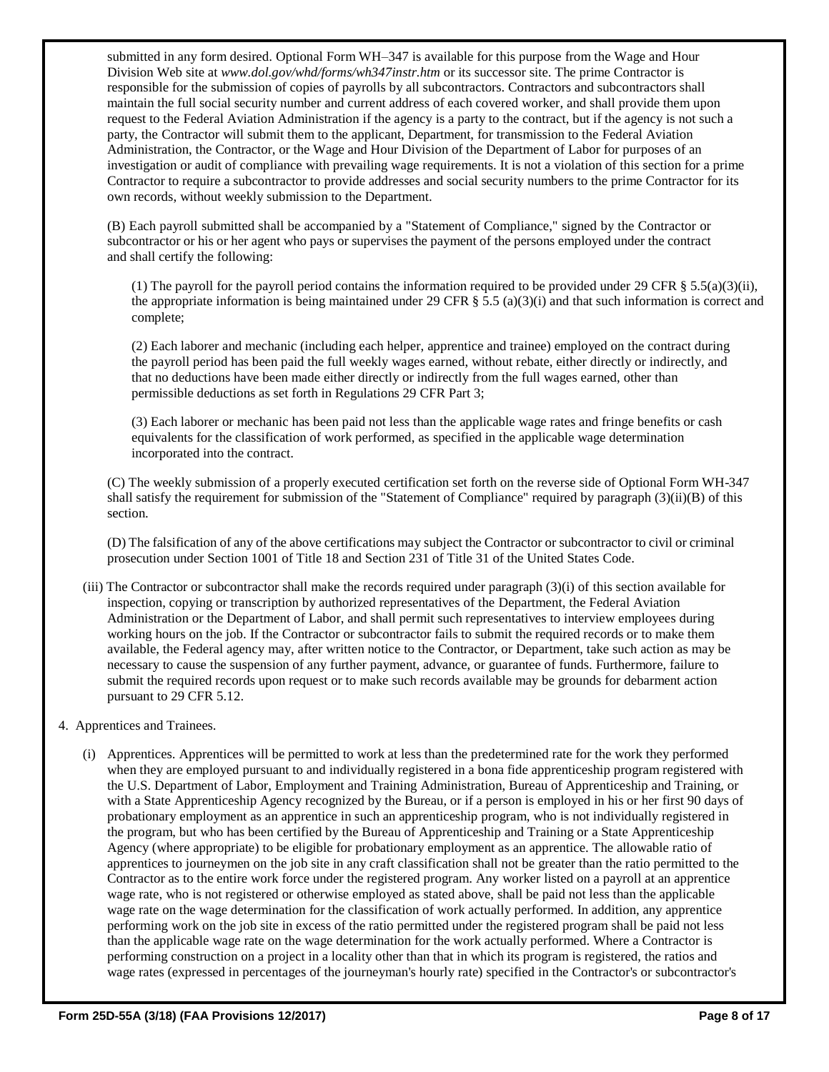submitted in any form desired. Optional Form WH–347 is available for this purpose from the Wage and Hour Division Web site at *www.dol.gov/whd/forms/wh347instr.htm* or its successor site. The prime Contractor is responsible for the submission of copies of payrolls by all subcontractors. Contractors and subcontractors shall maintain the full social security number and current address of each covered worker, and shall provide them upon request to the Federal Aviation Administration if the agency is a party to the contract, but if the agency is not such a party, the Contractor will submit them to the applicant, Department, for transmission to the Federal Aviation Administration, the Contractor, or the Wage and Hour Division of the Department of Labor for purposes of an investigation or audit of compliance with prevailing wage requirements. It is not a violation of this section for a prime Contractor to require a subcontractor to provide addresses and social security numbers to the prime Contractor for its own records, without weekly submission to the Department.

(B) Each payroll submitted shall be accompanied by a "Statement of Compliance," signed by the Contractor or subcontractor or his or her agent who pays or supervises the payment of the persons employed under the contract and shall certify the following:

(1) The payroll for the payroll period contains the information required to be provided under 29 CFR § 5.5(a)(3)(ii), the appropriate information is being maintained under 29 CFR § 5.5 (a)(3)(i) and that such information is correct and complete;

(2) Each laborer and mechanic (including each helper, apprentice and trainee) employed on the contract during the payroll period has been paid the full weekly wages earned, without rebate, either directly or indirectly, and that no deductions have been made either directly or indirectly from the full wages earned, other than permissible deductions as set forth in Regulations 29 CFR Part 3;

(3) Each laborer or mechanic has been paid not less than the applicable wage rates and fringe benefits or cash equivalents for the classification of work performed, as specified in the applicable wage determination incorporated into the contract.

(C) The weekly submission of a properly executed certification set forth on the reverse side of Optional Form WH-347 shall satisfy the requirement for submission of the "Statement of Compliance" required by paragraph (3)(ii)(B) of this section.

(D) The falsification of any of the above certifications may subject the Contractor or subcontractor to civil or criminal prosecution under Section 1001 of Title 18 and Section 231 of Title 31 of the United States Code.

(iii) The Contractor or subcontractor shall make the records required under paragraph (3)(i) of this section available for inspection, copying or transcription by authorized representatives of the Department, the Federal Aviation Administration or the Department of Labor, and shall permit such representatives to interview employees during working hours on the job. If the Contractor or subcontractor fails to submit the required records or to make them available, the Federal agency may, after written notice to the Contractor, or Department, take such action as may be necessary to cause the suspension of any further payment, advance, or guarantee of funds. Furthermore, failure to submit the required records upon request or to make such records available may be grounds for debarment action pursuant to 29 CFR 5.12.

4. Apprentices and Trainees.

(i) Apprentices. Apprentices will be permitted to work at less than the predetermined rate for the work they performed when they are employed pursuant to and individually registered in a bona fide apprenticeship program registered with the U.S. Department of Labor, Employment and Training Administration, Bureau of Apprenticeship and Training, or with a State Apprenticeship Agency recognized by the Bureau, or if a person is employed in his or her first 90 days of probationary employment as an apprentice in such an apprenticeship program, who is not individually registered in the program, but who has been certified by the Bureau of Apprenticeship and Training or a State Apprenticeship Agency (where appropriate) to be eligible for probationary employment as an apprentice. The allowable ratio of apprentices to journeymen on the job site in any craft classification shall not be greater than the ratio permitted to the Contractor as to the entire work force under the registered program. Any worker listed on a payroll at an apprentice wage rate, who is not registered or otherwise employed as stated above, shall be paid not less than the applicable wage rate on the wage determination for the classification of work actually performed. In addition, any apprentice performing work on the job site in excess of the ratio permitted under the registered program shall be paid not less than the applicable wage rate on the wage determination for the work actually performed. Where a Contractor is performing construction on a project in a locality other than that in which its program is registered, the ratios and wage rates (expressed in percentages of the journeyman's hourly rate) specified in the Contractor's or subcontractor's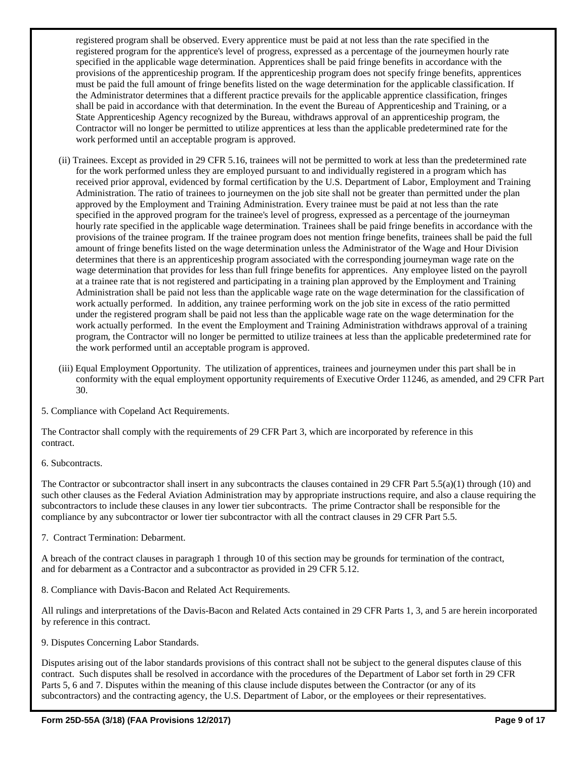registered program shall be observed. Every apprentice must be paid at not less than the rate specified in the registered program for the apprentice's level of progress, expressed as a percentage of the journeymen hourly rate specified in the applicable wage determination. Apprentices shall be paid fringe benefits in accordance with the provisions of the apprenticeship program. If the apprenticeship program does not specify fringe benefits, apprentices must be paid the full amount of fringe benefits listed on the wage determination for the applicable classification. If the Administrator determines that a different practice prevails for the applicable apprentice classification, fringes shall be paid in accordance with that determination. In the event the Bureau of Apprenticeship and Training, or a State Apprenticeship Agency recognized by the Bureau, withdraws approval of an apprenticeship program, the Contractor will no longer be permitted to utilize apprentices at less than the applicable predetermined rate for the work performed until an acceptable program is approved.

(ii) Trainees. Except as provided in 29 CFR 5.16, trainees will not be permitted to work at less than the predetermined rate for the work performed unless they are employed pursuant to and individually registered in a program which has received prior approval, evidenced by formal certification by the U.S. Department of Labor, Employment and Training Administration. The ratio of trainees to journeymen on the job site shall not be greater than permitted under the plan approved by the Employment and Training Administration. Every trainee must be paid at not less than the rate specified in the approved program for the trainee's level of progress, expressed as a percentage of the journeyman hourly rate specified in the applicable wage determination. Trainees shall be paid fringe benefits in accordance with the provisions of the trainee program. If the trainee program does not mention fringe benefits, trainees shall be paid the full amount of fringe benefits listed on the wage determination unless the Administrator of the Wage and Hour Division determines that there is an apprenticeship program associated with the corresponding journeyman wage rate on the wage determination that provides for less than full fringe benefits for apprentices. Any employee listed on the payroll at a trainee rate that is not registered and participating in a training plan approved by the Employment and Training Administration shall be paid not less than the applicable wage rate on the wage determination for the classification of work actually performed. In addition, any trainee performing work on the job site in excess of the ratio permitted under the registered program shall be paid not less than the applicable wage rate on the wage determination for the work actually performed. In the event the Employment and Training Administration withdraws approval of a training program, the Contractor will no longer be permitted to utilize trainees at less than the applicable predetermined rate for the work performed until an acceptable program is approved.

(iii) Equal Employment Opportunity. The utilization of apprentices, trainees and journeymen under this part shall be in conformity with the equal employment opportunity requirements of Executive Order 11246, as amended, and 29 CFR Part 30.

5. Compliance with Copeland Act Requirements.

The Contractor shall comply with the requirements of 29 CFR Part 3, which are incorporated by reference in this contract.

6. Subcontracts.

The Contractor or subcontractor shall insert in any subcontracts the clauses contained in 29 CFR Part 5.5(a)(1) through (10) and such other clauses as the Federal Aviation Administration may by appropriate instructions require, and also a clause requiring the subcontractors to include these clauses in any lower tier subcontracts. The prime Contractor shall be responsible for the compliance by any subcontractor or lower tier subcontractor with all the contract clauses in 29 CFR Part 5.5.

7. Contract Termination: Debarment.

A breach of the contract clauses in paragraph 1 through 10 of this section may be grounds for termination of the contract, and for debarment as a Contractor and a subcontractor as provided in 29 CFR 5.12.

8. Compliance with Davis-Bacon and Related Act Requirements.

All rulings and interpretations of the Davis-Bacon and Related Acts contained in 29 CFR Parts 1, 3, and 5 are herein incorporated by reference in this contract.

9. Disputes Concerning Labor Standards.

Disputes arising out of the labor standards provisions of this contract shall not be subject to the general disputes clause of this contract. Such disputes shall be resolved in accordance with the procedures of the Department of Labor set forth in 29 CFR Parts 5, 6 and 7. Disputes within the meaning of this clause include disputes between the Contractor (or any of its subcontractors) and the contracting agency, the U.S. Department of Labor, or the employees or their representatives.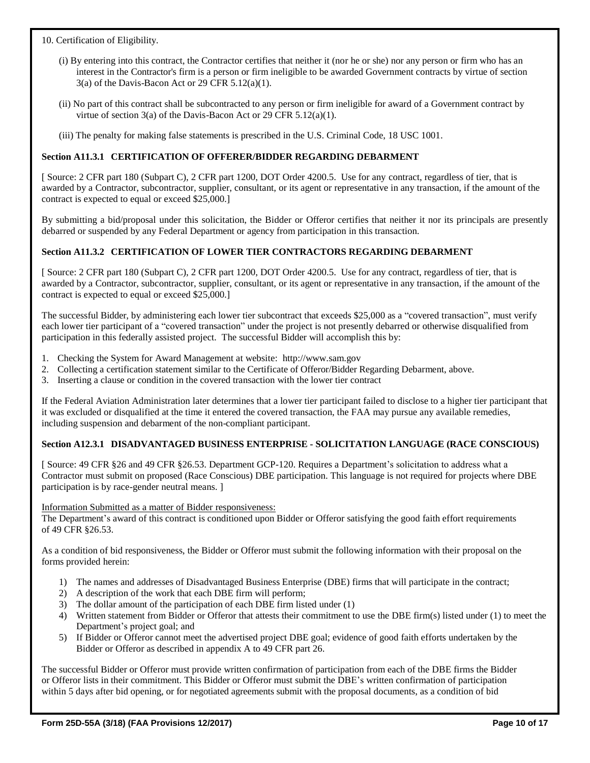10. Certification of Eligibility.

(i) By entering into this contract, the Contractor certifies that neither it (nor he or she) nor any person or firm who has an interest in the Contractor's firm is a person or firm ineligible to be awarded Government contracts by virtue of section 3(a) of the Davis-Bacon Act or 29 CFR 5.12(a)(1).

(ii) No part of this contract shall be subcontracted to any person or firm ineligible for award of a Government contract by virtue of section 3(a) of the Davis-Bacon Act or 29 CFR 5.12(a)(1).

(iii) The penalty for making false statements is prescribed in the U.S. Criminal Code, 18 USC 1001.

**Section A11.3.1 CERTIFICATION OF OFFERER/BIDDER REGARDING DEBARMENT**

[ Source: 2 CFR part 180 (Subpart C), 2 CFR part 1200, DOT Order 4200.5. Use for any contract, regardless of tier, that is awarded by a Contractor, subcontractor, supplier, consultant, or its agent or representative in any transaction, if the amount of the contract is expected to equal or exceed $25,000.]

By submitting a bid/proposal under this solicitation, the Bidder or Offeror certifies that neither it nor its principals are presently debarred or suspended by any Federal Department or agency from participation in this transaction.

**Section A11.3.2 CERTIFICATION OF LOWER TIER CONTRACTORS REGARDING DEBARMENT**

[ Source: 2 CFR part 180 (Subpart C), 2 CFR part 1200, DOT Order 4200.5. Use for any contract, regardless of tier, that is awarded by a Contractor, subcontractor, supplier, consultant, or its agent or representative in any transaction, if the amount of the contract is expected to equal or exceed $25,000.]

The successful Bidder, by administering each lower tier subcontract that exceeds $25,000 as a "covered transaction", must verify each lower tier participant of a "covered transaction" under the project is not presently debarred or otherwise disqualified from participation in this federally assisted project. The successful Bidder will accomplish this by:

1. Checking the System for Award Management at website: http://www.sam.gov
2. Collecting a certification statement similar to the Certificate of Offeror/Bidder Regarding Debarment, above.
3. Inserting a clause or condition in the covered transaction with the lower tier contract

If the Federal Aviation Administration later determines that a lower tier participant failed to disclose to a higher tier participant that it was excluded or disqualified at the time it entered the covered transaction, the FAA may pursue any available remedies, including suspension and debarment of the non-compliant participant.

**Section A12.3.1 DISADVANTAGED BUSINESS ENTERPRISE - SOLICITATION LANGUAGE (RACE CONSCIOUS)**

[ Source: 49 CFR §26 and 49 CFR §26.53. Department GCP-120. Requires a Department's solicitation to address what a Contractor must submit on proposed (Race Conscious) DBE participation. This language is not required for projects where DBE participation is by race-gender neutral means. ]

<u>Information Submitted as a matter of Bidder responsiveness:</u>
The Department's award of this contract is conditioned upon Bidder or Offeror satisfying the good faith effort requirements of 49 CFR §26.53.

As a condition of bid responsiveness, the Bidder or Offeror must submit the following information with their proposal on the forms provided herein:

1) The names and addresses of Disadvantaged Business Enterprise (DBE) firms that will participate in the contract;
2) A description of the work that each DBE firm will perform;
3) The dollar amount of the participation of each DBE firm listed under (1)
4) Written statement from Bidder or Offeror that attests their commitment to use the DBE firm(s) listed under (1) to meet the Department's project goal; and
5) If Bidder or Offeror cannot meet the advertised project DBE goal; evidence of good faith efforts undertaken by the Bidder or Offeror as described in appendix A to 49 CFR part 26.

The successful Bidder or Offeror must provide written confirmation of participation from each of the DBE firms the Bidder or Offeror lists in their commitment. This Bidder or Offeror must submit the DBE's written confirmation of participation within 5 days after bid opening, or for negotiated agreements submit with the proposal documents, as a condition of bid

Form 25D-55A (3/18) (FAA Provisions 12/2017)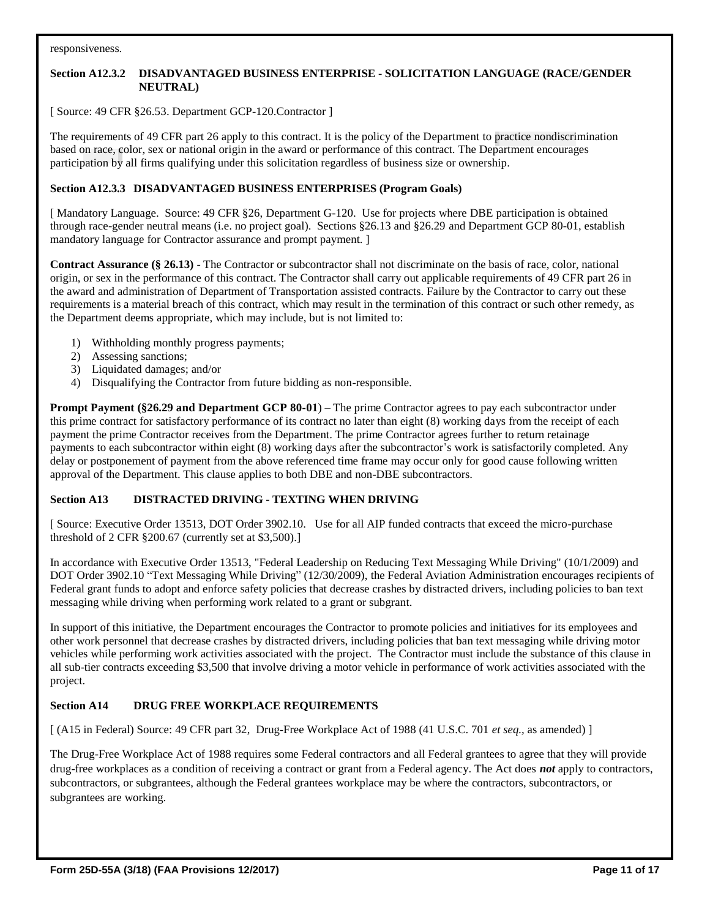responsiveness.

### Section A12.3.2 DISADVANTAGED BUSINESS ENTERPRISE - SOLICITATION LANGUAGE (RACE/GENDER NEUTRAL)

[ Source: 49 CFR §26.53. Department GCP-120.Contractor ]

The requirements of 49 CFR part 26 apply to this contract. It is the policy of the Department to practice nondiscrimination based on race, color, sex or national origin in the award or performance of this contract. The Department encourages participation by all firms qualifying under this solicitation regardless of business size or ownership.

### Section A12.3.3 DISADVANTAGED BUSINESS ENTERPRISES (Program Goals)

[ Mandatory Language. Source: 49 CFR §26, Department G-120. Use for projects where DBE participation is obtained through race-gender neutral means (i.e. no project goal). Sections §26.13 and §26.29 and Department GCP 80-01, establish mandatory language for Contractor assurance and prompt payment. ]

**Contract Assurance (§ 26.13)** - The Contractor or subcontractor shall not discriminate on the basis of race, color, national origin, or sex in the performance of this contract. The Contractor shall carry out applicable requirements of 49 CFR part 26 in the award and administration of Department of Transportation assisted contracts. Failure by the Contractor to carry out these requirements is a material breach of this contract, which may result in the termination of this contract or such other remedy, as the Department deems appropriate, which may include, but is not limited to:

1) Withholding monthly progress payments;
2) Assessing sanctions;
3) Liquidated damages; and/or
4) Disqualifying the Contractor from future bidding as non-responsible.

**Prompt Payment (§26.29 and Department GCP 80-01**) – The prime Contractor agrees to pay each subcontractor under this prime contract for satisfactory performance of its contract no later than eight (8) working days from the receipt of each payment the prime Contractor receives from the Department. The prime Contractor agrees further to return retainage payments to each subcontractor within eight (8) working days after the subcontractor's work is satisfactorily completed. Any delay or postponement of payment from the above referenced time frame may occur only for good cause following written approval of the Department. This clause applies to both DBE and non-DBE subcontractors.

## Section A13 DISTRACTED DRIVING - TEXTING WHEN DRIVING

[ Source: Executive Order 13513, DOT Order 3902.10. Use for all AIP funded contracts that exceed the micro-purchase threshold of 2 CFR §200.67 (currently set at $3,500).]

In accordance with Executive Order 13513, "Federal Leadership on Reducing Text Messaging While Driving" (10/1/2009) and DOT Order 3902.10 "Text Messaging While Driving" (12/30/2009), the Federal Aviation Administration encourages recipients of Federal grant funds to adopt and enforce safety policies that decrease crashes by distracted drivers, including policies to ban text messaging while driving when performing work related to a grant or subgrant.

In support of this initiative, the Department encourages the Contractor to promote policies and initiatives for its employees and other work personnel that decrease crashes by distracted drivers, including policies that ban text messaging while driving motor vehicles while performing work activities associated with the project. The Contractor must include the substance of this clause in all sub-tier contracts exceeding $3,500 that involve driving a motor vehicle in performance of work activities associated with the project.

## Section A14 DRUG FREE WORKPLACE REQUIREMENTS

[ (A15 in Federal) Source: 49 CFR part 32, Drug-Free Workplace Act of 1988 (41 U.S.C. 701 *et seq.*, as amended) ]

The Drug-Free Workplace Act of 1988 requires some Federal contractors and all Federal grantees to agree that they will provide drug-free workplaces as a condition of receiving a contract or grant from a Federal agency. The Act does ***not*** apply to contractors, subcontractors, or subgrantees, although the Federal grantees workplace may be where the contractors, subcontractors, or subgrantees are working.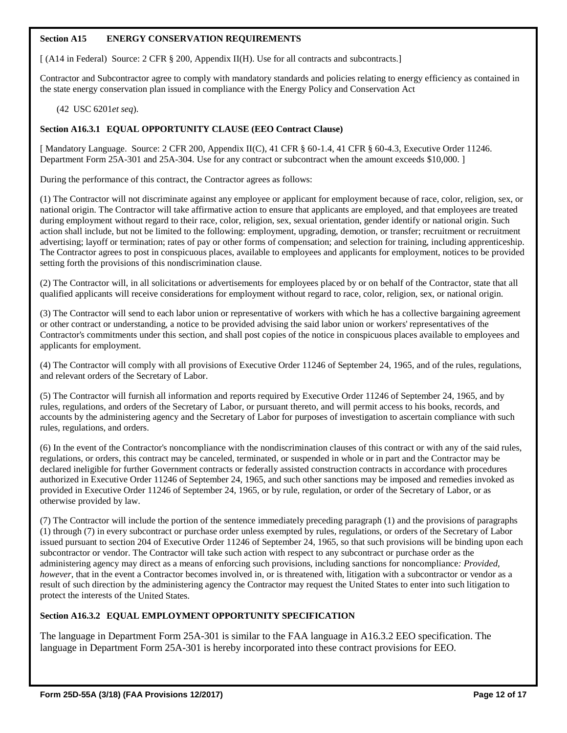### Section A15 ENERGY CONSERVATION REQUIREMENTS

[ (A14 in Federal) Source: 2 CFR § 200, Appendix II(H). Use for all contracts and subcontracts.]

Contractor and Subcontractor agree to comply with mandatory standards and policies relating to energy efficiency as contained in the state energy conservation plan issued in compliance with the Energy Policy and Conservation Act

(42 USC 6201*et seq*).

### Section A16.3.1 EQUAL OPPORTUNITY CLAUSE (EEO Contract Clause)

[ Mandatory Language. Source: 2 CFR 200, Appendix II(C), 41 CFR § 60-1.4, 41 CFR § 60-4.3, Executive Order 11246. Department Form 25A-301 and 25A-304. Use for any contract or subcontract when the amount exceeds $10,000. ]

During the performance of this contract, the Contractor agrees as follows:

(1) The Contractor will not discriminate against any employee or applicant for employment because of race, color, religion, sex, or national origin. The Contractor will take affirmative action to ensure that applicants are employed, and that employees are treated during employment without regard to their race, color, religion, sex, sexual orientation, gender identify or national origin. Such action shall include, but not be limited to the following: employment, upgrading, demotion, or transfer; recruitment or recruitment advertising; layoff or termination; rates of pay or other forms of compensation; and selection for training, including apprenticeship. The Contractor agrees to post in conspicuous places, available to employees and applicants for employment, notices to be provided setting forth the provisions of this nondiscrimination clause.

(2) The Contractor will, in all solicitations or advertisements for employees placed by or on behalf of the Contractor, state that all qualified applicants will receive considerations for employment without regard to race, color, religion, sex, or national origin.

(3) The Contractor will send to each labor union or representative of workers with which he has a collective bargaining agreement or other contract or understanding, a notice to be provided advising the said labor union or workers' representatives of the Contractor's commitments under this section, and shall post copies of the notice in conspicuous places available to employees and applicants for employment.

(4) The Contractor will comply with all provisions of Executive Order 11246 of September 24, 1965, and of the rules, regulations, and relevant orders of the Secretary of Labor.

(5) The Contractor will furnish all information and reports required by Executive Order 11246 of September 24, 1965, and by rules, regulations, and orders of the Secretary of Labor, or pursuant thereto, and will permit access to his books, records, and accounts by the administering agency and the Secretary of Labor for purposes of investigation to ascertain compliance with such rules, regulations, and orders.

(6) In the event of the Contractor's noncompliance with the nondiscrimination clauses of this contract or with any of the said rules, regulations, or orders, this contract may be canceled, terminated, or suspended in whole or in part and the Contractor may be declared ineligible for further Government contracts or federally assisted construction contracts in accordance with procedures authorized in Executive Order 11246 of September 24, 1965, and such other sanctions may be imposed and remedies invoked as provided in Executive Order 11246 of September 24, 1965, or by rule, regulation, or order of the Secretary of Labor, or as otherwise provided by law.

(7) The Contractor will include the portion of the sentence immediately preceding paragraph (1) and the provisions of paragraphs (1) through (7) in every subcontract or purchase order unless exempted by rules, regulations, or orders of the Secretary of Labor issued pursuant to section 204 of Executive Order 11246 of September 24, 1965, so that such provisions will be binding upon each subcontractor or vendor. The Contractor will take such action with respect to any subcontract or purchase order as the administering agency may direct as a means of enforcing such provisions, including sanctions for noncompliance*: Provided, however*, that in the event a Contractor becomes involved in, or is threatened with, litigation with a subcontractor or vendor as a result of such direction by the administering agency the Contractor may request the United States to enter into such litigation to protect the interests of the United States.

### Section A16.3.2 EQUAL EMPLOYMENT OPPORTUNITY SPECIFICATION

The language in Department Form 25A-301 is similar to the FAA language in A16.3.2 EEO specification. The language in Department Form 25A-301 is hereby incorporated into these contract provisions for EEO.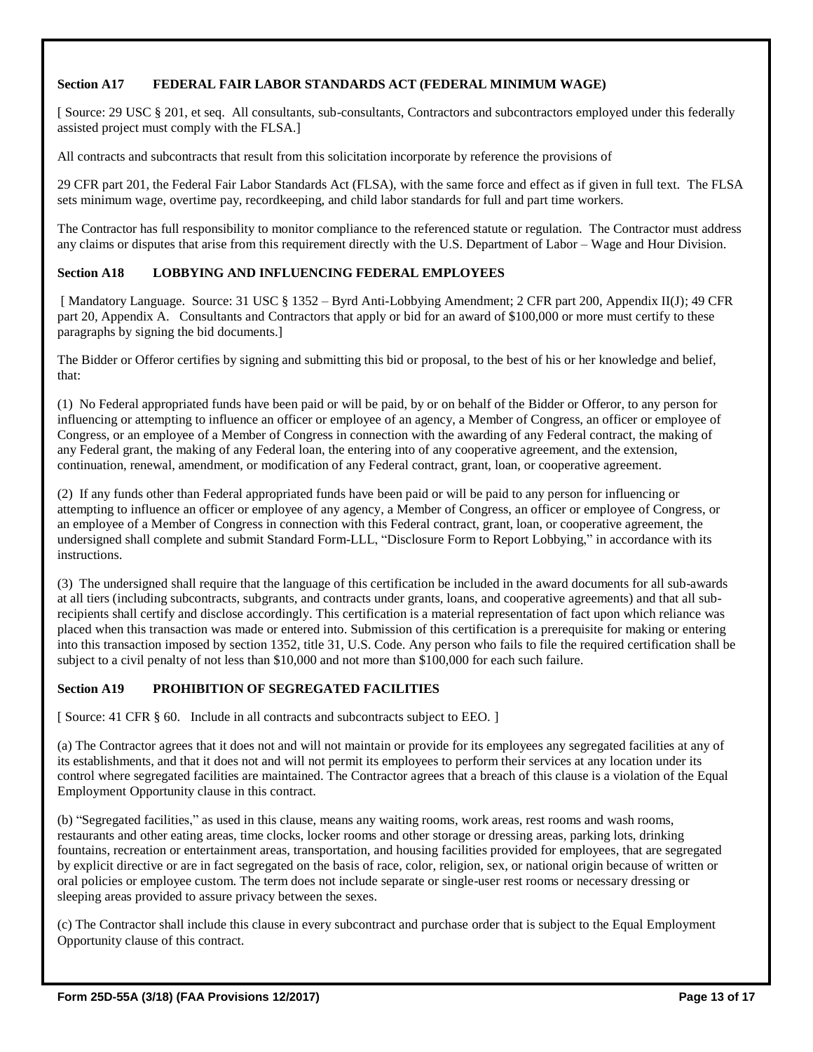### Section A17 FEDERAL FAIR LABOR STANDARDS ACT (FEDERAL MINIMUM WAGE)

[ Source: 29 USC § 201, et seq. All consultants, sub-consultants, Contractors and subcontractors employed under this federally assisted project must comply with the FLSA.]

All contracts and subcontracts that result from this solicitation incorporate by reference the provisions of

29 CFR part 201, the Federal Fair Labor Standards Act (FLSA), with the same force and effect as if given in full text. The FLSA sets minimum wage, overtime pay, recordkeeping, and child labor standards for full and part time workers.

The Contractor has full responsibility to monitor compliance to the referenced statute or regulation. The Contractor must address any claims or disputes that arise from this requirement directly with the U.S. Department of Labor – Wage and Hour Division.

### Section A18 LOBBYING AND INFLUENCING FEDERAL EMPLOYEES

[ Mandatory Language. Source: 31 USC § 1352 – Byrd Anti-Lobbying Amendment; 2 CFR part 200, Appendix II(J); 49 CFR part 20, Appendix A. Consultants and Contractors that apply or bid for an award of $100,000 or more must certify to these paragraphs by signing the bid documents.]

The Bidder or Offeror certifies by signing and submitting this bid or proposal, to the best of his or her knowledge and belief, that:

(1) No Federal appropriated funds have been paid or will be paid, by or on behalf of the Bidder or Offeror, to any person for influencing or attempting to influence an officer or employee of an agency, a Member of Congress, an officer or employee of Congress, or an employee of a Member of Congress in connection with the awarding of any Federal contract, the making of any Federal grant, the making of any Federal loan, the entering into of any cooperative agreement, and the extension, continuation, renewal, amendment, or modification of any Federal contract, grant, loan, or cooperative agreement.

(2) If any funds other than Federal appropriated funds have been paid or will be paid to any person for influencing or attempting to influence an officer or employee of any agency, a Member of Congress, an officer or employee of Congress, or an employee of a Member of Congress in connection with this Federal contract, grant, loan, or cooperative agreement, the undersigned shall complete and submit Standard Form-LLL, "Disclosure Form to Report Lobbying," in accordance with its instructions.

(3) The undersigned shall require that the language of this certification be included in the award documents for all sub-awards at all tiers (including subcontracts, subgrants, and contracts under grants, loans, and cooperative agreements) and that all sub-recipients shall certify and disclose accordingly. This certification is a material representation of fact upon which reliance was placed when this transaction was made or entered into. Submission of this certification is a prerequisite for making or entering into this transaction imposed by section 1352, title 31, U.S. Code. Any person who fails to file the required certification shall be subject to a civil penalty of not less than $10,000 and not more than $100,000 for each such failure.

### Section A19 PROHIBITION OF SEGREGATED FACILITIES

[ Source: 41 CFR § 60. Include in all contracts and subcontracts subject to EEO. ]

(a) The Contractor agrees that it does not and will not maintain or provide for its employees any segregated facilities at any of its establishments, and that it does not and will not permit its employees to perform their services at any location under its control where segregated facilities are maintained. The Contractor agrees that a breach of this clause is a violation of the Equal Employment Opportunity clause in this contract.

(b) "Segregated facilities," as used in this clause, means any waiting rooms, work areas, rest rooms and wash rooms, restaurants and other eating areas, time clocks, locker rooms and other storage or dressing areas, parking lots, drinking fountains, recreation or entertainment areas, transportation, and housing facilities provided for employees, that are segregated by explicit directive or are in fact segregated on the basis of race, color, religion, sex, or national origin because of written or oral policies or employee custom. The term does not include separate or single-user rest rooms or necessary dressing or sleeping areas provided to assure privacy between the sexes.

(c) The Contractor shall include this clause in every subcontract and purchase order that is subject to the Equal Employment Opportunity clause of this contract.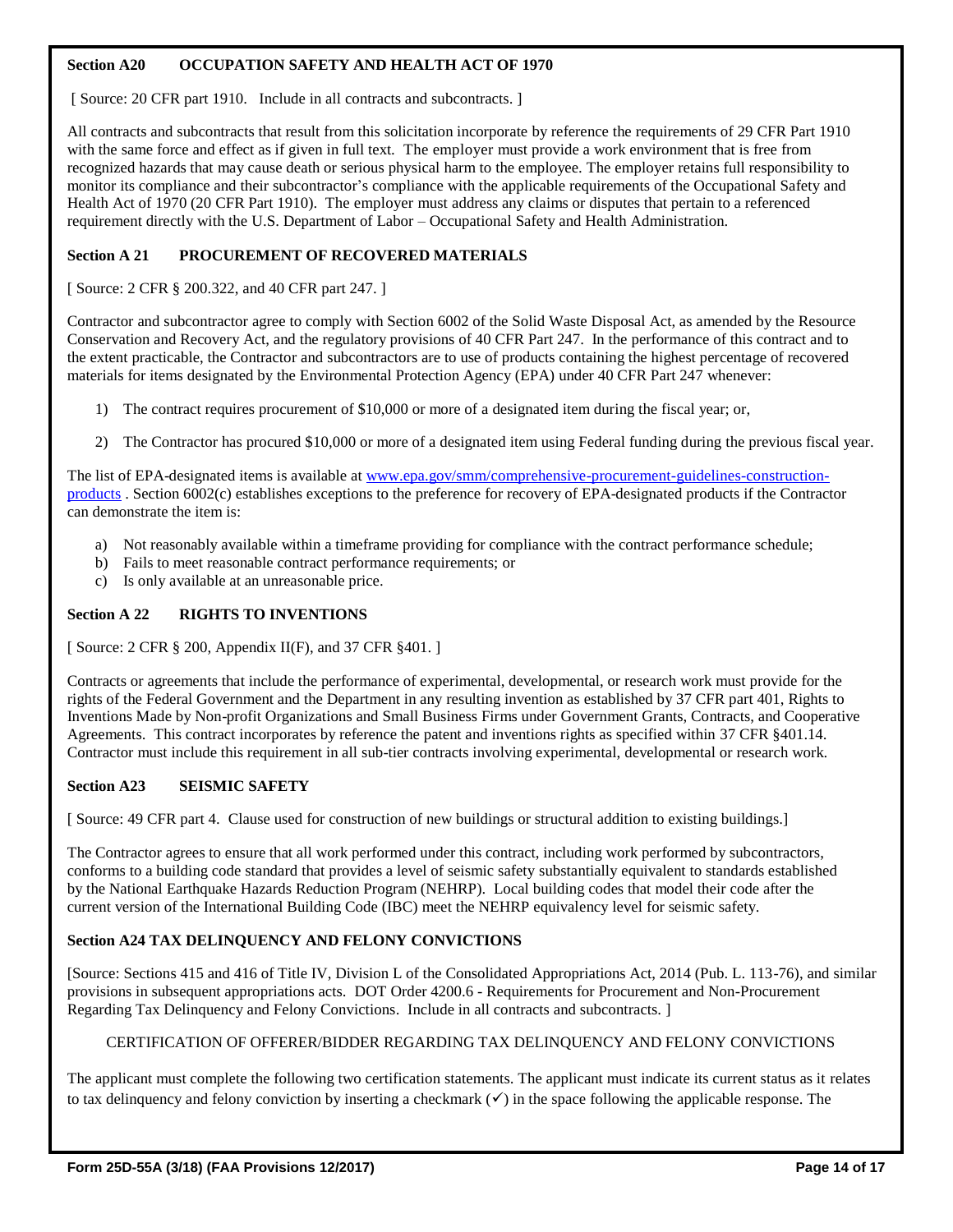### Section A20 OCCUPATION SAFETY AND HEALTH ACT OF 1970

[ Source: 20 CFR part 1910. Include in all contracts and subcontracts. ]

All contracts and subcontracts that result from this solicitation incorporate by reference the requirements of 29 CFR Part 1910 with the same force and effect as if given in full text. The employer must provide a work environment that is free from recognized hazards that may cause death or serious physical harm to the employee. The employer retains full responsibility to monitor its compliance and their subcontractor's compliance with the applicable requirements of the Occupational Safety and Health Act of 1970 (20 CFR Part 1910). The employer must address any claims or disputes that pertain to a referenced requirement directly with the U.S. Department of Labor – Occupational Safety and Health Administration.

### Section A 21 PROCUREMENT OF RECOVERED MATERIALS

[ Source: 2 CFR § 200.322, and 40 CFR part 247. ]

Contractor and subcontractor agree to comply with Section 6002 of the Solid Waste Disposal Act, as amended by the Resource Conservation and Recovery Act, and the regulatory provisions of 40 CFR Part 247. In the performance of this contract and to the extent practicable, the Contractor and subcontractors are to use of products containing the highest percentage of recovered materials for items designated by the Environmental Protection Agency (EPA) under 40 CFR Part 247 whenever:

1) The contract requires procurement of $10,000 or more of a designated item during the fiscal year; or,

2) The Contractor has procured $10,000 or more of a designated item using Federal funding during the previous fiscal year.

The list of EPA-designated items is available at www.epa.gov/smm/comprehensive-procurement-guidelines-construction-products . Section 6002(c) establishes exceptions to the preference for recovery of EPA-designated products if the Contractor can demonstrate the item is:

a) Not reasonably available within a timeframe providing for compliance with the contract performance schedule;
b) Fails to meet reasonable contract performance requirements; or
c) Is only available at an unreasonable price.

### Section A 22 RIGHTS TO INVENTIONS

[ Source: 2 CFR § 200, Appendix II(F), and 37 CFR §401. ]

Contracts or agreements that include the performance of experimental, developmental, or research work must provide for the rights of the Federal Government and the Department in any resulting invention as established by 37 CFR part 401, Rights to Inventions Made by Non-profit Organizations and Small Business Firms under Government Grants, Contracts, and Cooperative Agreements. This contract incorporates by reference the patent and inventions rights as specified within 37 CFR §401.14. Contractor must include this requirement in all sub-tier contracts involving experimental, developmental or research work.

### Section A23 SEISMIC SAFETY

[ Source: 49 CFR part 4. Clause used for construction of new buildings or structural addition to existing buildings.]

The Contractor agrees to ensure that all work performed under this contract, including work performed by subcontractors, conforms to a building code standard that provides a level of seismic safety substantially equivalent to standards established by the National Earthquake Hazards Reduction Program (NEHRP). Local building codes that model their code after the current version of the International Building Code (IBC) meet the NEHRP equivalency level for seismic safety.

### Section A24 TAX DELINQUENCY AND FELONY CONVICTIONS

[Source: Sections 415 and 416 of Title IV, Division L of the Consolidated Appropriations Act, 2014 (Pub. L. 113-76), and similar provisions in subsequent appropriations acts. DOT Order 4200.6 - Requirements for Procurement and Non-Procurement Regarding Tax Delinquency and Felony Convictions. Include in all contracts and subcontracts. ]

CERTIFICATION OF OFFERER/BIDDER REGARDING TAX DELINQUENCY AND FELONY CONVICTIONS

The applicant must complete the following two certification statements. The applicant must indicate its current status as it relates to tax delinquency and felony conviction by inserting a checkmark (✓) in the space following the applicable response. The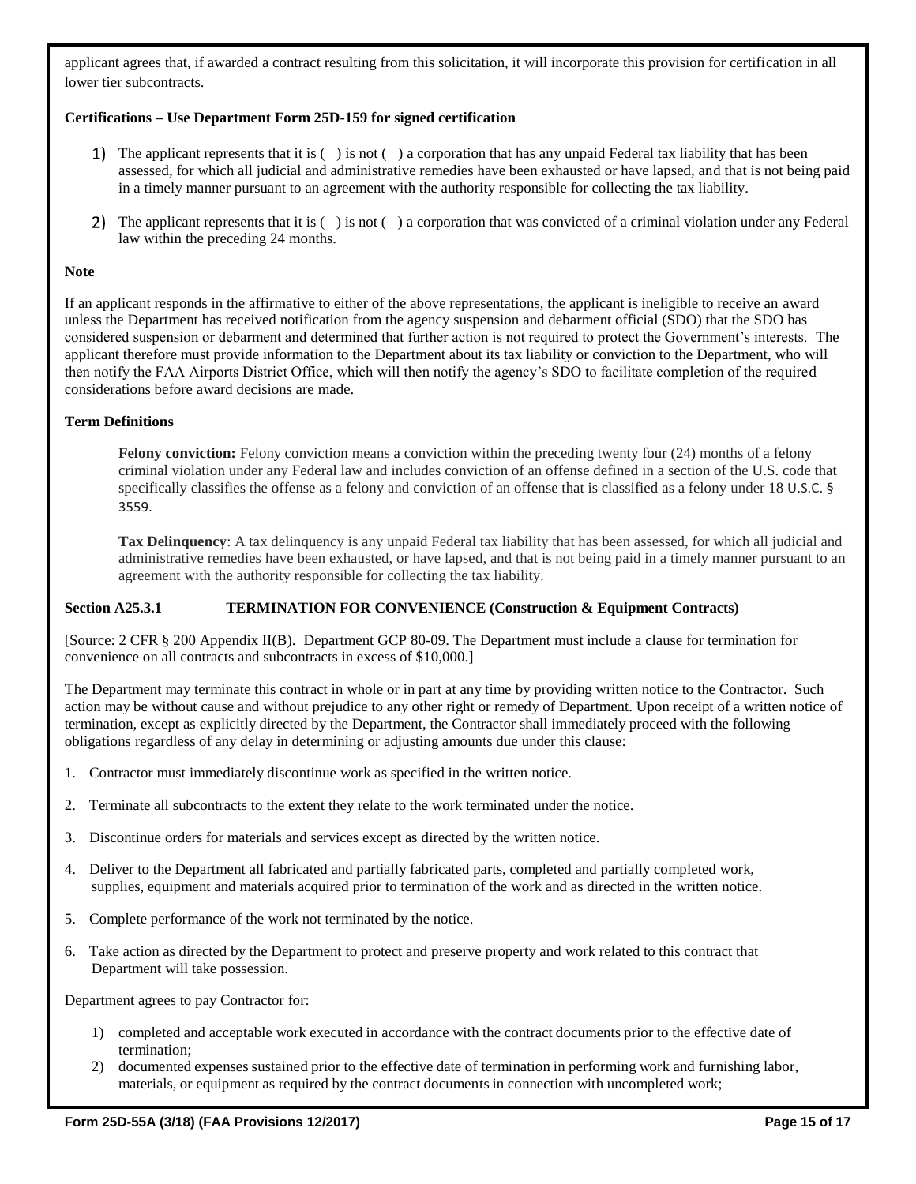applicant agrees that, if awarded a contract resulting from this solicitation, it will incorporate this provision for certification in all lower tier subcontracts.

**Certifications – Use Department Form 25D-159 for signed certification**

1) The applicant represents that it is ( ) is not ( ) a corporation that has any unpaid Federal tax liability that has been assessed, for which all judicial and administrative remedies have been exhausted or have lapsed, and that is not being paid in a timely manner pursuant to an agreement with the authority responsible for collecting the tax liability.

2) The applicant represents that it is ( ) is not ( ) a corporation that was convicted of a criminal violation under any Federal law within the preceding 24 months.

**Note**

If an applicant responds in the affirmative to either of the above representations, the applicant is ineligible to receive an award unless the Department has received notification from the agency suspension and debarment official (SDO) that the SDO has considered suspension or debarment and determined that further action is not required to protect the Government's interests. The applicant therefore must provide information to the Department about its tax liability or conviction to the Department, who will then notify the FAA Airports District Office, which will then notify the agency's SDO to facilitate completion of the required considerations before award decisions are made.

**Term Definitions**

**Felony conviction:** Felony conviction means a conviction within the preceding twenty four (24) months of a felony criminal violation under any Federal law and includes conviction of an offense defined in a section of the U.S. code that specifically classifies the offense as a felony and conviction of an offense that is classified as a felony under 18 U.S.C. § 3559.

**Tax Delinquency**: A tax delinquency is any unpaid Federal tax liability that has been assessed, for which all judicial and administrative remedies have been exhausted, or have lapsed, and that is not being paid in a timely manner pursuant to an agreement with the authority responsible for collecting the tax liability.

### Section A25.3.1 TERMINATION FOR CONVENIENCE (Construction & Equipment Contracts)

[Source: 2 CFR § 200 Appendix II(B). Department GCP 80-09. The Department must include a clause for termination for convenience on all contracts and subcontracts in excess of $10,000.]

The Department may terminate this contract in whole or in part at any time by providing written notice to the Contractor. Such action may be without cause and without prejudice to any other right or remedy of Department. Upon receipt of a written notice of termination, except as explicitly directed by the Department, the Contractor shall immediately proceed with the following obligations regardless of any delay in determining or adjusting amounts due under this clause:

1. Contractor must immediately discontinue work as specified in the written notice.
2. Terminate all subcontracts to the extent they relate to the work terminated under the notice.
3. Discontinue orders for materials and services except as directed by the written notice.
4. Deliver to the Department all fabricated and partially fabricated parts, completed and partially completed work, supplies, equipment and materials acquired prior to termination of the work and as directed in the written notice.
5. Complete performance of the work not terminated by the notice.
6. Take action as directed by the Department to protect and preserve property and work related to this contract that Department will take possession.

Department agrees to pay Contractor for:

1) completed and acceptable work executed in accordance with the contract documents prior to the effective date of termination;
2) documented expenses sustained prior to the effective date of termination in performing work and furnishing labor, materials, or equipment as required by the contract documents in connection with uncompleted work;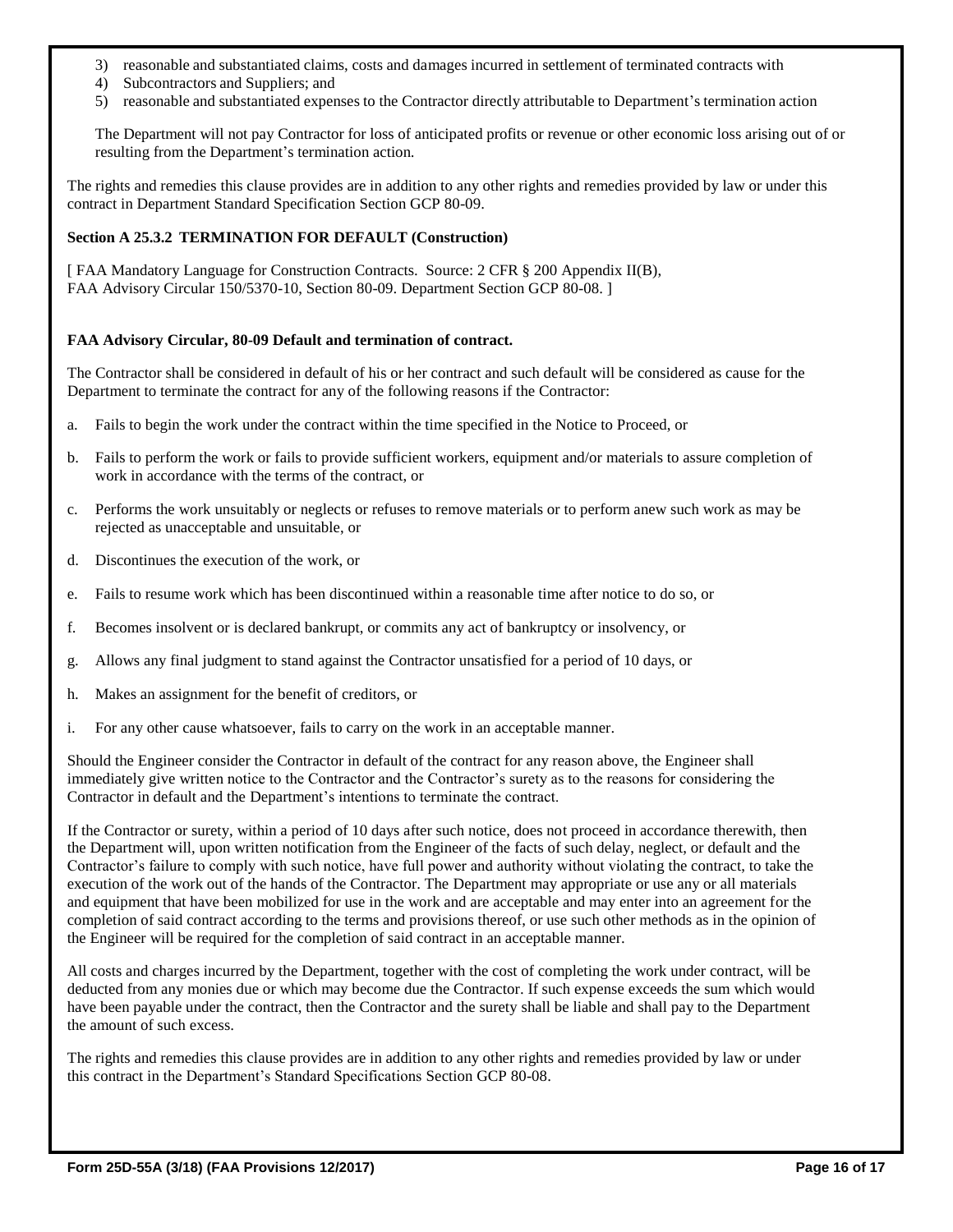3) reasonable and substantiated claims, costs and damages incurred in settlement of terminated contracts with
4) Subcontractors and Suppliers; and
5) reasonable and substantiated expenses to the Contractor directly attributable to Department's termination action

The Department will not pay Contractor for loss of anticipated profits or revenue or other economic loss arising out of or resulting from the Department's termination action.

The rights and remedies this clause provides are in addition to any other rights and remedies provided by law or under this contract in Department Standard Specification Section GCP 80-09.

**Section A 25.3.2 TERMINATION FOR DEFAULT (Construction)**

[ FAA Mandatory Language for Construction Contracts. Source: 2 CFR § 200 Appendix II(B), FAA Advisory Circular 150/5370-10, Section 80-09. Department Section GCP 80-08. ]

**FAA Advisory Circular, 80-09 Default and termination of contract.**

The Contractor shall be considered in default of his or her contract and such default will be considered as cause for the Department to terminate the contract for any of the following reasons if the Contractor:

a. Fails to begin the work under the contract within the time specified in the Notice to Proceed, or

b. Fails to perform the work or fails to provide sufficient workers, equipment and/or materials to assure completion of work in accordance with the terms of the contract, or

c. Performs the work unsuitably or neglects or refuses to remove materials or to perform anew such work as may be rejected as unacceptable and unsuitable, or

d. Discontinues the execution of the work, or

e. Fails to resume work which has been discontinued within a reasonable time after notice to do so, or

f. Becomes insolvent or is declared bankrupt, or commits any act of bankruptcy or insolvency, or

g. Allows any final judgment to stand against the Contractor unsatisfied for a period of 10 days, or

h. Makes an assignment for the benefit of creditors, or

i. For any other cause whatsoever, fails to carry on the work in an acceptable manner.

Should the Engineer consider the Contractor in default of the contract for any reason above, the Engineer shall immediately give written notice to the Contractor and the Contractor's surety as to the reasons for considering the Contractor in default and the Department's intentions to terminate the contract.

If the Contractor or surety, within a period of 10 days after such notice, does not proceed in accordance therewith, then the Department will, upon written notification from the Engineer of the facts of such delay, neglect, or default and the Contractor's failure to comply with such notice, have full power and authority without violating the contract, to take the execution of the work out of the hands of the Contractor. The Department may appropriate or use any or all materials and equipment that have been mobilized for use in the work and are acceptable and may enter into an agreement for the completion of said contract according to the terms and provisions thereof, or use such other methods as in the opinion of the Engineer will be required for the completion of said contract in an acceptable manner.

All costs and charges incurred by the Department, together with the cost of completing the work under contract, will be deducted from any monies due or which may become due the Contractor. If such expense exceeds the sum which would have been payable under the contract, then the Contractor and the surety shall be liable and shall pay to the Department the amount of such excess.

The rights and remedies this clause provides are in addition to any other rights and remedies provided by law or under this contract in the Department's Standard Specifications Section GCP 80-08.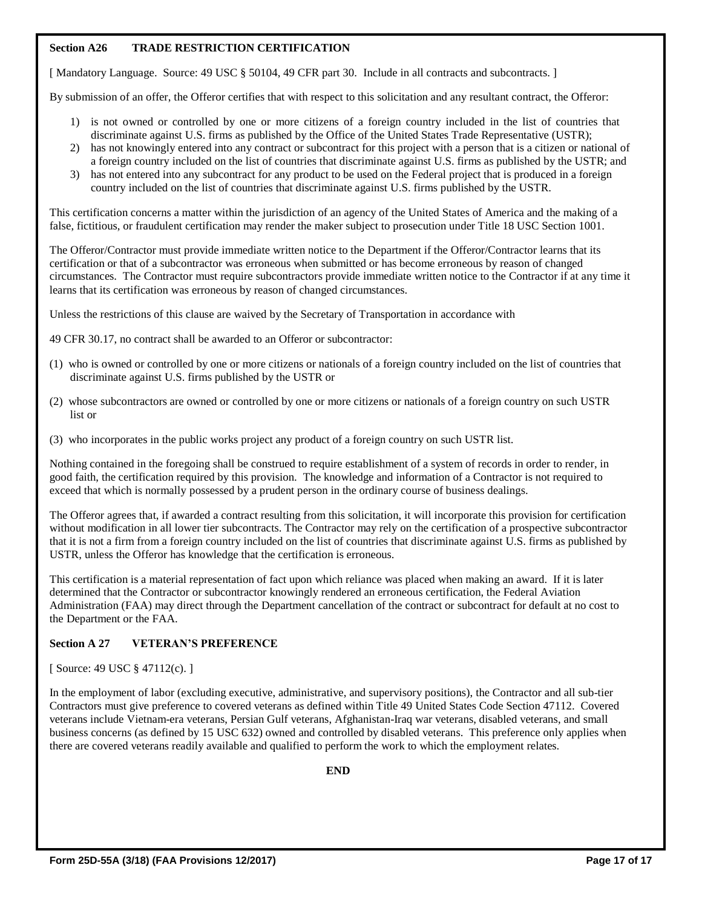## Section A26 TRADE RESTRICTION CERTIFICATION

[ Mandatory Language. Source: 49 USC § 50104, 49 CFR part 30. Include in all contracts and subcontracts. ]

By submission of an offer, the Offeror certifies that with respect to this solicitation and any resultant contract, the Offeror:

1) is not owned or controlled by one or more citizens of a foreign country included in the list of countries that discriminate against U.S. firms as published by the Office of the United States Trade Representative (USTR);
2) has not knowingly entered into any contract or subcontract for this project with a person that is a citizen or national of a foreign country included on the list of countries that discriminate against U.S. firms as published by the USTR; and
3) has not entered into any subcontract for any product to be used on the Federal project that is produced in a foreign country included on the list of countries that discriminate against U.S. firms published by the USTR.

This certification concerns a matter within the jurisdiction of an agency of the United States of America and the making of a false, fictitious, or fraudulent certification may render the maker subject to prosecution under Title 18 USC Section 1001.

The Offeror/Contractor must provide immediate written notice to the Department if the Offeror/Contractor learns that its certification or that of a subcontractor was erroneous when submitted or has become erroneous by reason of changed circumstances. The Contractor must require subcontractors provide immediate written notice to the Contractor if at any time it learns that its certification was erroneous by reason of changed circumstances.

Unless the restrictions of this clause are waived by the Secretary of Transportation in accordance with

49 CFR 30.17, no contract shall be awarded to an Offeror or subcontractor:

(1) who is owned or controlled by one or more citizens or nationals of a foreign country included on the list of countries that discriminate against U.S. firms published by the USTR or

(2) whose subcontractors are owned or controlled by one or more citizens or nationals of a foreign country on such USTR list or

(3) who incorporates in the public works project any product of a foreign country on such USTR list.

Nothing contained in the foregoing shall be construed to require establishment of a system of records in order to render, in good faith, the certification required by this provision. The knowledge and information of a Contractor is not required to exceed that which is normally possessed by a prudent person in the ordinary course of business dealings.

The Offeror agrees that, if awarded a contract resulting from this solicitation, it will incorporate this provision for certification without modification in all lower tier subcontracts. The Contractor may rely on the certification of a prospective subcontractor that it is not a firm from a foreign country included on the list of countries that discriminate against U.S. firms as published by USTR, unless the Offeror has knowledge that the certification is erroneous.

This certification is a material representation of fact upon which reliance was placed when making an award. If it is later determined that the Contractor or subcontractor knowingly rendered an erroneous certification, the Federal Aviation Administration (FAA) may direct through the Department cancellation of the contract or subcontract for default at no cost to the Department or the FAA.

## Section A 27 VETERAN'S PREFERENCE

[ Source: 49 USC § 47112(c). ]

In the employment of labor (excluding executive, administrative, and supervisory positions), the Contractor and all sub-tier Contractors must give preference to covered veterans as defined within Title 49 United States Code Section 47112. Covered veterans include Vietnam-era veterans, Persian Gulf veterans, Afghanistan-Iraq war veterans, disabled veterans, and small business concerns (as defined by 15 USC 632) owned and controlled by disabled veterans. This preference only applies when there are covered veterans readily available and qualified to perform the work to which the employment relates.

**END**

Form 25D-55A (3/18) (FAA Provisions 12/2017)